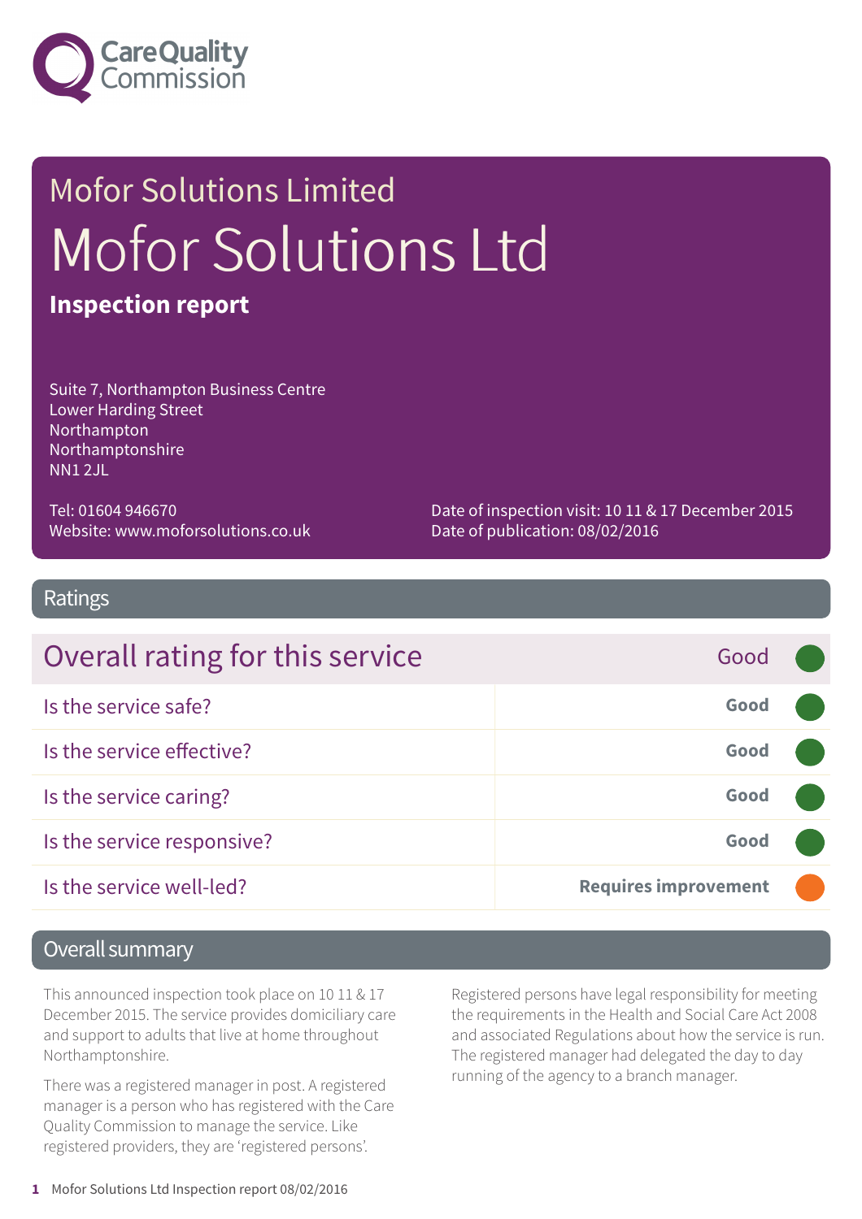Mofor Solutions Limited

# Mofor Solutions Ltd

**Inspection report**

Suite 7, Northampton Business Centre
Lower Harding Street
Northampton
Northamptonshire
NN1 2JL

Tel: 01604 946670
Website: www.moforsolutions.co.uk

Date of inspection visit: 10 11 & 17 December 2015
Date of publication: 08/02/2016

## Ratings

| Overall rating for this service | Good |
|---|---|
| Is the service safe? | **Good** |
| Is the service effective? | **Good** |
| Is the service caring? | **Good** |
| Is the service responsive? | **Good** |
| Is the service well-led? | **Requires improvement** |

## Overall summary

This announced inspection took place on 10 11 & 17 December 2015. The service provides domiciliary care and support to adults that live at home throughout Northamptonshire.

There was a registered manager in post. A registered manager is a person who has registered with the Care Quality Commission to manage the service. Like registered providers, they are 'registered persons'. Registered persons have legal responsibility for meeting the requirements in the Health and Social Care Act 2008 and associated Regulations about how the service is run. The registered manager had delegated the day to day running of the agency to a branch manager.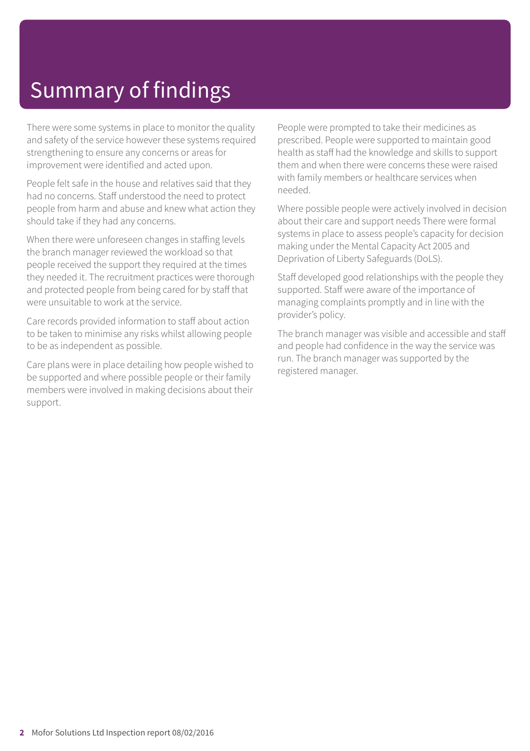# Summary of findings

There were some systems in place to monitor the quality and safety of the service however these systems required strengthening to ensure any concerns or areas for improvement were identified and acted upon.

People felt safe in the house and relatives said that they had no concerns. Staff understood the need to protect people from harm and abuse and knew what action they should take if they had any concerns.

When there were unforeseen changes in staffing levels the branch manager reviewed the workload so that people received the support they required at the times they needed it. The recruitment practices were thorough and protected people from being cared for by staff that were unsuitable to work at the service.

Care records provided information to staff about action to be taken to minimise any risks whilst allowing people to be as independent as possible.

Care plans were in place detailing how people wished to be supported and where possible people or their family members were involved in making decisions about their support.

People were prompted to take their medicines as prescribed. People were supported to maintain good health as staff had the knowledge and skills to support them and when there were concerns these were raised with family members or healthcare services when needed.

Where possible people were actively involved in decision about their care and support needs There were formal systems in place to assess people's capacity for decision making under the Mental Capacity Act 2005 and Deprivation of Liberty Safeguards (DoLS).

Staff developed good relationships with the people they supported. Staff were aware of the importance of managing complaints promptly and in line with the provider's policy.

The branch manager was visible and accessible and staff and people had confidence in the way the service was run. The branch manager was supported by the registered manager.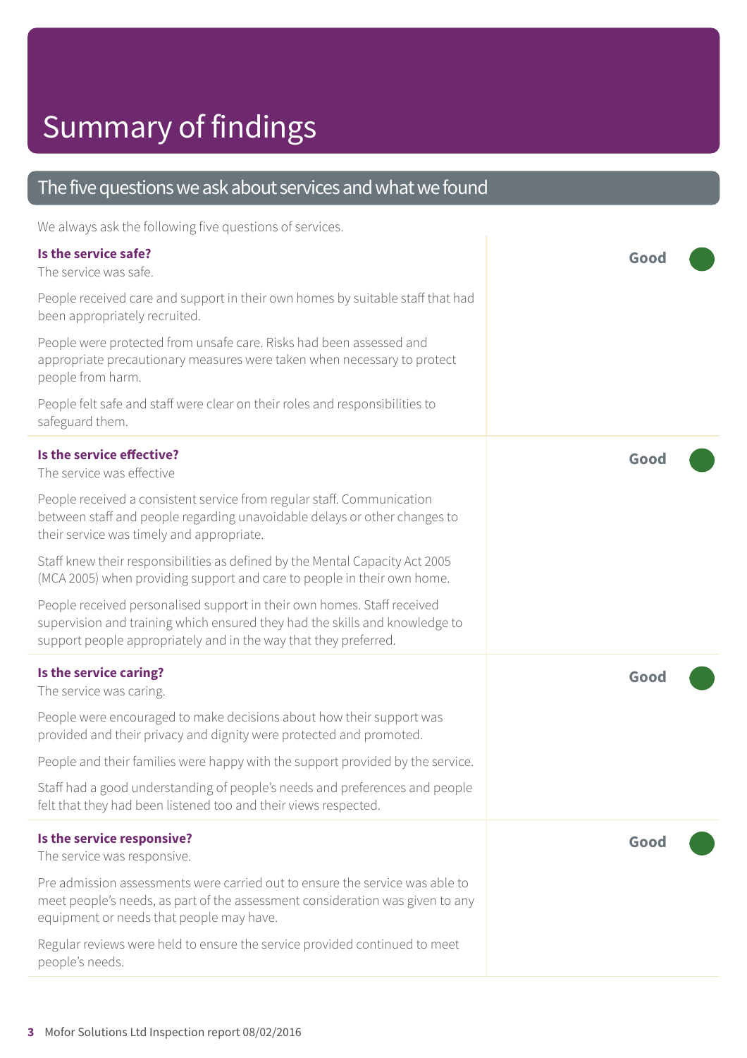# Summary of findings

## The five questions we ask about services and what we found

We always ask the following five questions of services.

### Is the service safe?

**Good**

The service was safe.

People received care and support in their own homes by suitable staff that had been appropriately recruited.

People were protected from unsafe care. Risks had been assessed and appropriate precautionary measures were taken when necessary to protect people from harm.

People felt safe and staff were clear on their roles and responsibilities to safeguard them.

### Is the service effective?

**Good**

The service was effective

People received a consistent service from regular staff. Communication between staff and people regarding unavoidable delays or other changes to their service was timely and appropriate.

Staff knew their responsibilities as defined by the Mental Capacity Act 2005 (MCA 2005) when providing support and care to people in their own home.

People received personalised support in their own homes. Staff received supervision and training which ensured they had the skills and knowledge to support people appropriately and in the way that they preferred.

### Is the service caring?

**Good**

The service was caring.

People were encouraged to make decisions about how their support was provided and their privacy and dignity were protected and promoted.

People and their families were happy with the support provided by the service.

Staff had a good understanding of people's needs and preferences and people felt that they had been listened too and their views respected.

### Is the service responsive?

**Good**

The service was responsive.

Pre admission assessments were carried out to ensure the service was able to meet people's needs, as part of the assessment consideration was given to any equipment or needs that people may have.

Regular reviews were held to ensure the service provided continued to meet people's needs.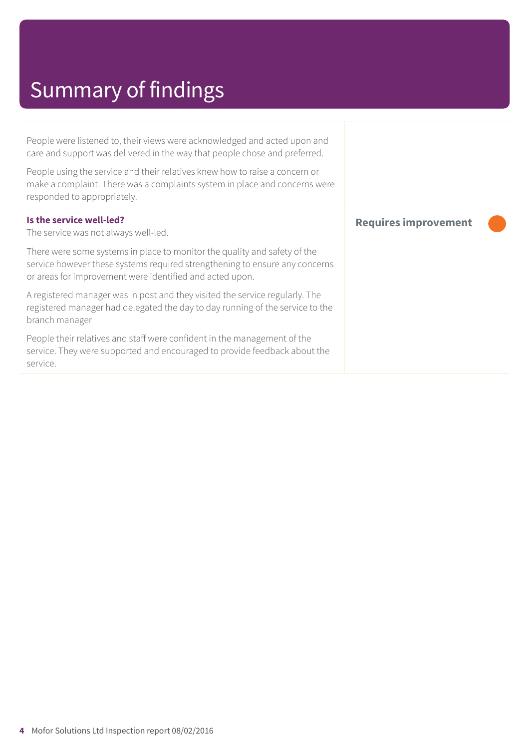# Summary of findings

People were listened to, their views were acknowledged and acted upon and care and support was delivered in the way that people chose and preferred.

People using the service and their relatives knew how to raise a concern or make a complaint. There was a complaints system in place and concerns were responded to appropriately.

**Is the service well-led?**

**Requires improvement**

The service was not always well-led.

There were some systems in place to monitor the quality and safety of the service however these systems required strengthening to ensure any concerns or areas for improvement were identified and acted upon.

A registered manager was in post and they visited the service regularly. The registered manager had delegated the day to day running of the service to the branch manager

People their relatives and staff were confident in the management of the service. They were supported and encouraged to provide feedback about the service.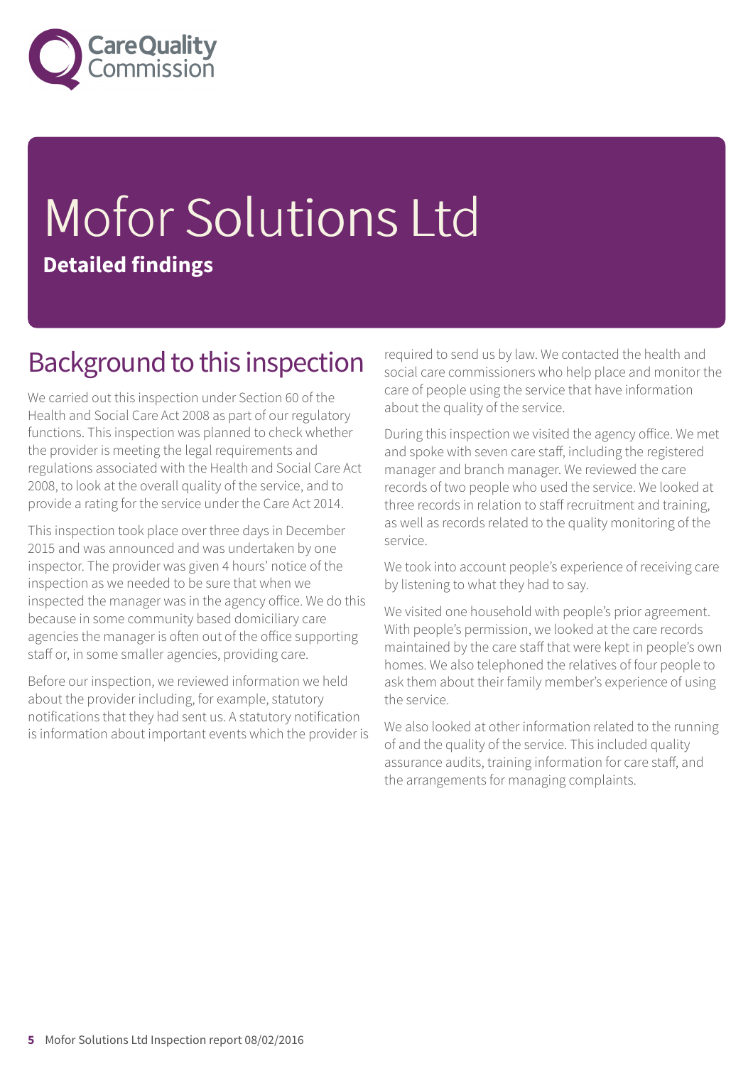# Mofor Solutions Ltd

**Detailed findings**

## Background to this inspection

We carried out this inspection under Section 60 of the Health and Social Care Act 2008 as part of our regulatory functions. This inspection was planned to check whether the provider is meeting the legal requirements and regulations associated with the Health and Social Care Act 2008, to look at the overall quality of the service, and to provide a rating for the service under the Care Act 2014.

This inspection took place over three days in December 2015 and was announced and was undertaken by one inspector. The provider was given 4 hours' notice of the inspection as we needed to be sure that when we inspected the manager was in the agency office. We do this because in some community based domiciliary care agencies the manager is often out of the office supporting staff or, in some smaller agencies, providing care.

Before our inspection, we reviewed information we held about the provider including, for example, statutory notifications that they had sent us. A statutory notification is information about important events which the provider is required to send us by law. We contacted the health and social care commissioners who help place and monitor the care of people using the service that have information about the quality of the service.

During this inspection we visited the agency office. We met and spoke with seven care staff, including the registered manager and branch manager. We reviewed the care records of two people who used the service. We looked at three records in relation to staff recruitment and training, as well as records related to the quality monitoring of the service.

We took into account people's experience of receiving care by listening to what they had to say.

We visited one household with people's prior agreement. With people's permission, we looked at the care records maintained by the care staff that were kept in people's own homes. We also telephoned the relatives of four people to ask them about their family member's experience of using the service.

We also looked at other information related to the running of and the quality of the service. This included quality assurance audits, training information for care staff, and the arrangements for managing complaints.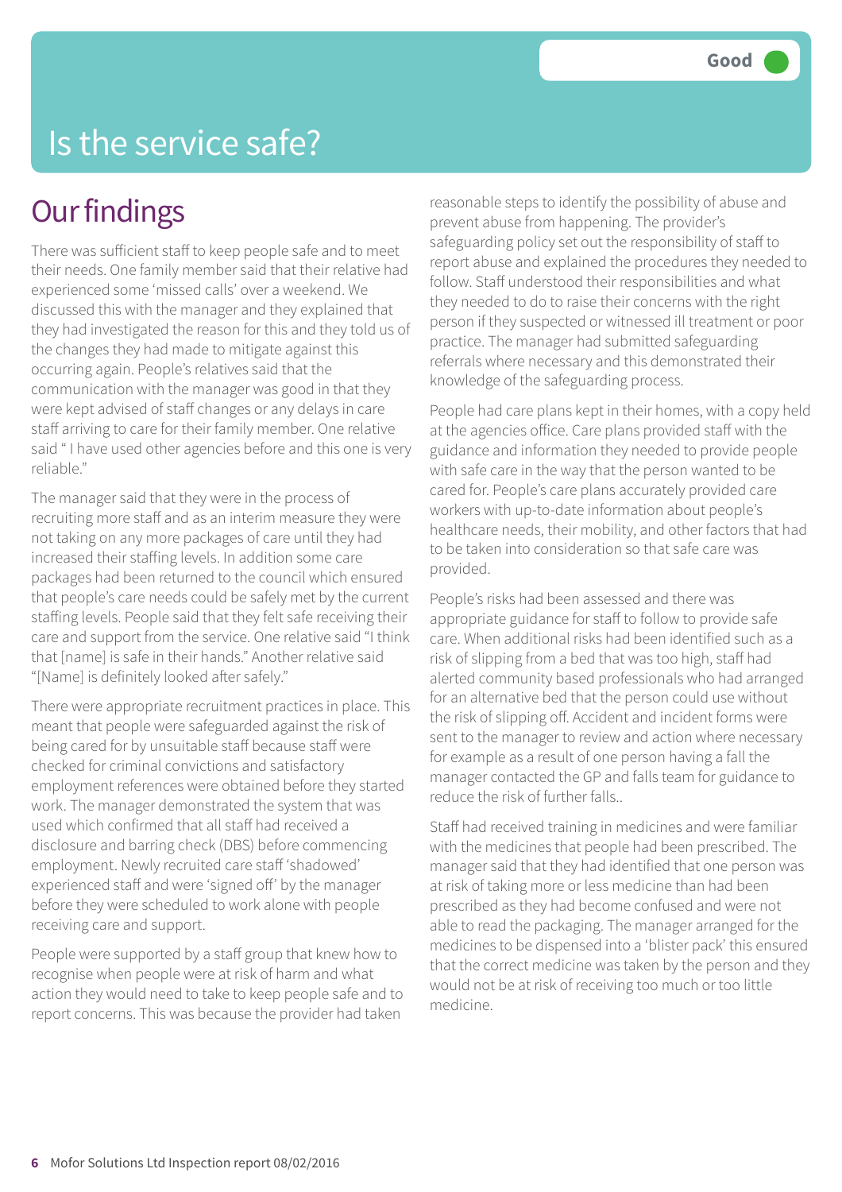# Is the service safe?

Good

## Our findings

There was sufficient staff to keep people safe and to meet their needs. One family member said that their relative had experienced some 'missed calls' over a weekend. We discussed this with the manager and they explained that they had investigated the reason for this and they told us of the changes they had made to mitigate against this occurring again. People's relatives said that the communication with the manager was good in that they were kept advised of staff changes or any delays in care staff arriving to care for their family member. One relative said " I have used other agencies before and this one is very reliable."

The manager said that they were in the process of recruiting more staff and as an interim measure they were not taking on any more packages of care until they had increased their staffing levels. In addition some care packages had been returned to the council which ensured that people's care needs could be safely met by the current staffing levels. People said that they felt safe receiving their care and support from the service. One relative said "I think that [name] is safe in their hands." Another relative said "[Name] is definitely looked after safely."

There were appropriate recruitment practices in place. This meant that people were safeguarded against the risk of being cared for by unsuitable staff because staff were checked for criminal convictions and satisfactory employment references were obtained before they started work. The manager demonstrated the system that was used which confirmed that all staff had received a disclosure and barring check (DBS) before commencing employment. Newly recruited care staff 'shadowed' experienced staff and were 'signed off' by the manager before they were scheduled to work alone with people receiving care and support.

People were supported by a staff group that knew how to recognise when people were at risk of harm and what action they would need to take to keep people safe and to report concerns. This was because the provider had taken reasonable steps to identify the possibility of abuse and prevent abuse from happening. The provider's safeguarding policy set out the responsibility of staff to report abuse and explained the procedures they needed to follow. Staff understood their responsibilities and what they needed to do to raise their concerns with the right person if they suspected or witnessed ill treatment or poor practice. The manager had submitted safeguarding referrals where necessary and this demonstrated their knowledge of the safeguarding process.

People had care plans kept in their homes, with a copy held at the agencies office. Care plans provided staff with the guidance and information they needed to provide people with safe care in the way that the person wanted to be cared for. People's care plans accurately provided care workers with up-to-date information about people's healthcare needs, their mobility, and other factors that had to be taken into consideration so that safe care was provided.

People's risks had been assessed and there was appropriate guidance for staff to follow to provide safe care. When additional risks had been identified such as a risk of slipping from a bed that was too high, staff had alerted community based professionals who had arranged for an alternative bed that the person could use without the risk of slipping off. Accident and incident forms were sent to the manager to review and action where necessary for example as a result of one person having a fall the manager contacted the GP and falls team for guidance to reduce the risk of further falls..

Staff had received training in medicines and were familiar with the medicines that people had been prescribed. The manager said that they had identified that one person was at risk of taking more or less medicine than had been prescribed as they had become confused and were not able to read the packaging. The manager arranged for the medicines to be dispensed into a 'blister pack' this ensured that the correct medicine was taken by the person and they would not be at risk of receiving too much or too little medicine.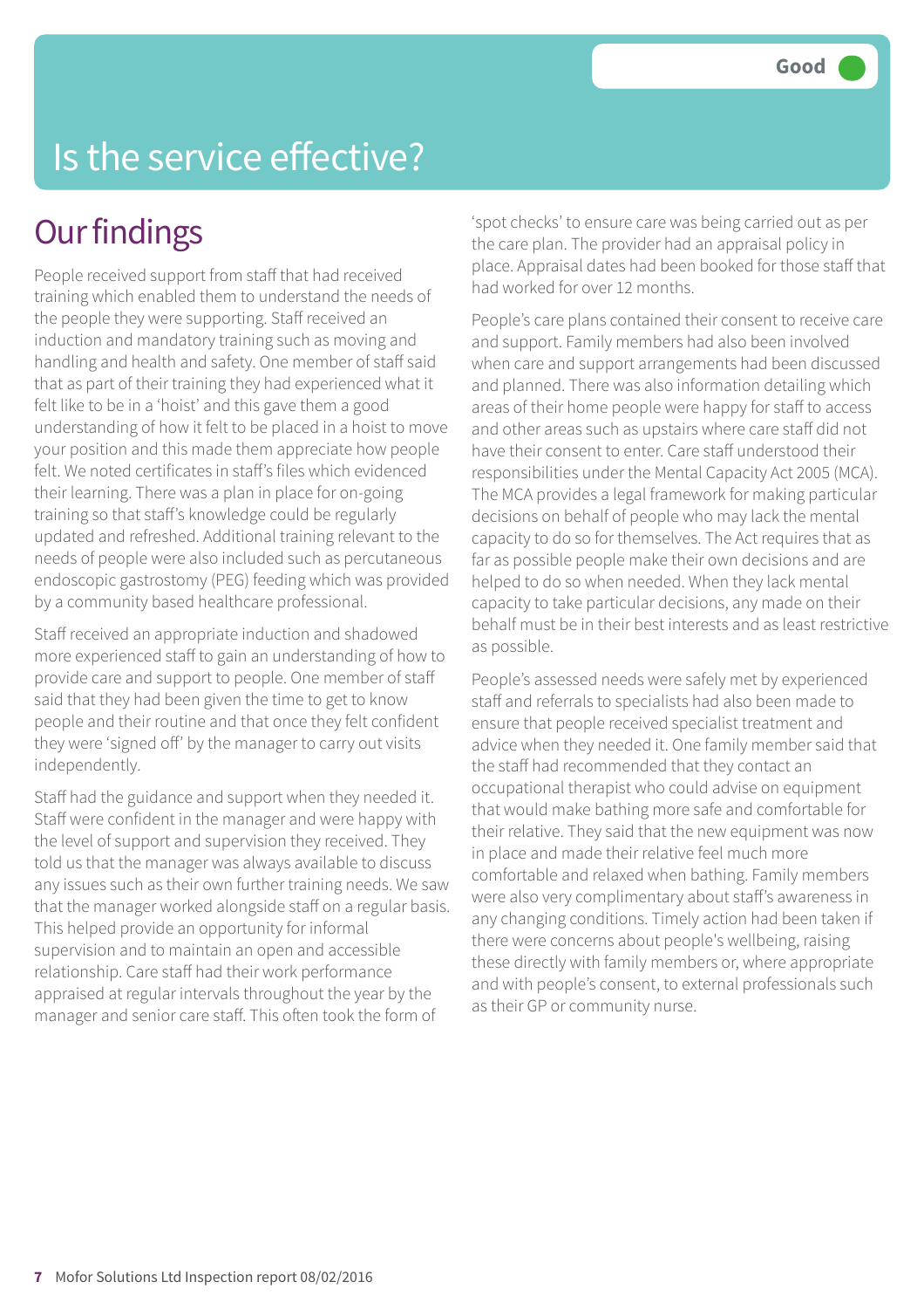Good

# Is the service effective?

## Our findings

People received support from staff that had received training which enabled them to understand the needs of the people they were supporting. Staff received an induction and mandatory training such as moving and handling and health and safety. One member of staff said that as part of their training they had experienced what it felt like to be in a 'hoist' and this gave them a good understanding of how it felt to be placed in a hoist to move your position and this made them appreciate how people felt. We noted certificates in staff's files which evidenced their learning. There was a plan in place for on-going training so that staff's knowledge could be regularly updated and refreshed. Additional training relevant to the needs of people were also included such as percutaneous endoscopic gastrostomy (PEG) feeding which was provided by a community based healthcare professional.

Staff received an appropriate induction and shadowed more experienced staff to gain an understanding of how to provide care and support to people. One member of staff said that they had been given the time to get to know people and their routine and that once they felt confident they were 'signed off' by the manager to carry out visits independently.

Staff had the guidance and support when they needed it. Staff were confident in the manager and were happy with the level of support and supervision they received. They told us that the manager was always available to discuss any issues such as their own further training needs. We saw that the manager worked alongside staff on a regular basis. This helped provide an opportunity for informal supervision and to maintain an open and accessible relationship. Care staff had their work performance appraised at regular intervals throughout the year by the manager and senior care staff. This often took the form of 'spot checks' to ensure care was being carried out as per the care plan. The provider had an appraisal policy in place. Appraisal dates had been booked for those staff that had worked for over 12 months.

People's care plans contained their consent to receive care and support. Family members had also been involved when care and support arrangements had been discussed and planned. There was also information detailing which areas of their home people were happy for staff to access and other areas such as upstairs where care staff did not have their consent to enter. Care staff understood their responsibilities under the Mental Capacity Act 2005 (MCA). The MCA provides a legal framework for making particular decisions on behalf of people who may lack the mental capacity to do so for themselves. The Act requires that as far as possible people make their own decisions and are helped to do so when needed. When they lack mental capacity to take particular decisions, any made on their behalf must be in their best interests and as least restrictive as possible.

People's assessed needs were safely met by experienced staff and referrals to specialists had also been made to ensure that people received specialist treatment and advice when they needed it. One family member said that the staff had recommended that they contact an occupational therapist who could advise on equipment that would make bathing more safe and comfortable for their relative. They said that the new equipment was now in place and made their relative feel much more comfortable and relaxed when bathing. Family members were also very complimentary about staff's awareness in any changing conditions. Timely action had been taken if there were concerns about people's wellbeing, raising these directly with family members or, where appropriate and with people's consent, to external professionals such as their GP or community nurse.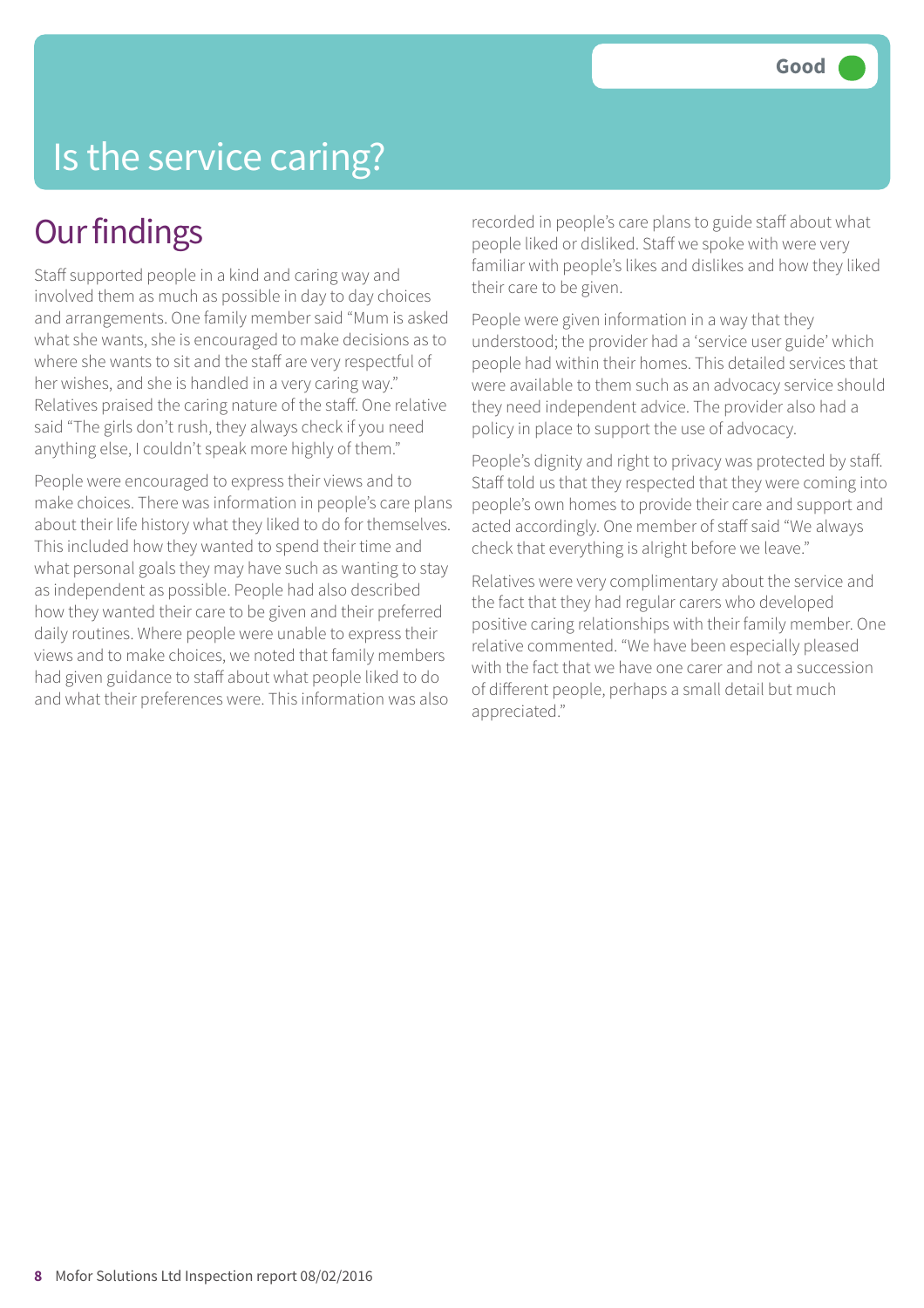# Is the service caring?

Good

## Our findings

Staff supported people in a kind and caring way and involved them as much as possible in day to day choices and arrangements. One family member said "Mum is asked what she wants, she is encouraged to make decisions as to where she wants to sit and the staff are very respectful of her wishes, and she is handled in a very caring way." Relatives praised the caring nature of the staff. One relative said "The girls don't rush, they always check if you need anything else, I couldn't speak more highly of them."

People were encouraged to express their views and to make choices. There was information in people's care plans about their life history what they liked to do for themselves. This included how they wanted to spend their time and what personal goals they may have such as wanting to stay as independent as possible. People had also described how they wanted their care to be given and their preferred daily routines. Where people were unable to express their views and to make choices, we noted that family members had given guidance to staff about what people liked to do and what their preferences were. This information was also recorded in people's care plans to guide staff about what people liked or disliked. Staff we spoke with were very familiar with people's likes and dislikes and how they liked their care to be given.

People were given information in a way that they understood; the provider had a 'service user guide' which people had within their homes. This detailed services that were available to them such as an advocacy service should they need independent advice. The provider also had a policy in place to support the use of advocacy.

People's dignity and right to privacy was protected by staff. Staff told us that they respected that they were coming into people's own homes to provide their care and support and acted accordingly. One member of staff said "We always check that everything is alright before we leave."

Relatives were very complimentary about the service and the fact that they had regular carers who developed positive caring relationships with their family member. One relative commented. "We have been especially pleased with the fact that we have one carer and not a succession of different people, perhaps a small detail but much appreciated."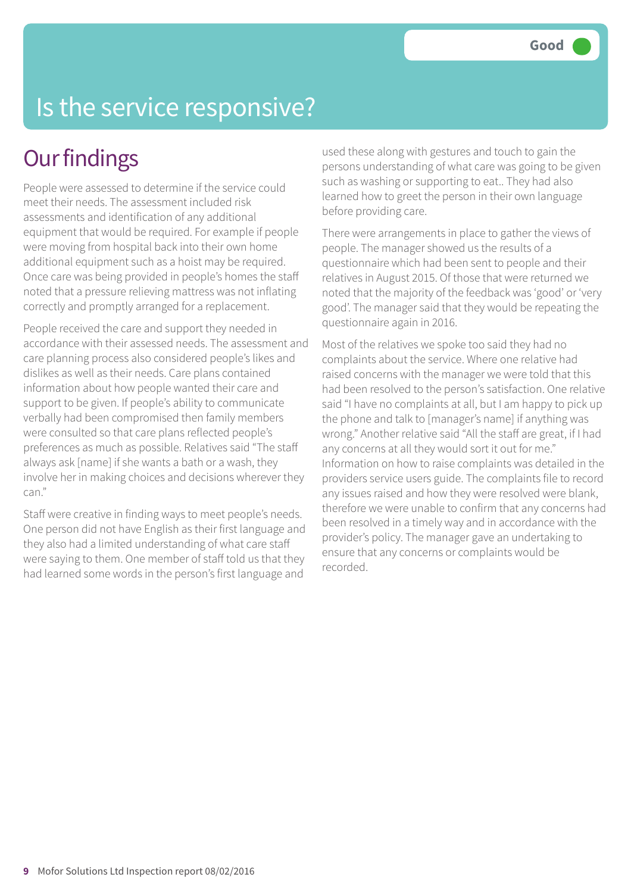Good

# Is the service responsive?

## Our findings

People were assessed to determine if the service could meet their needs. The assessment included risk assessments and identification of any additional equipment that would be required. For example if people were moving from hospital back into their own home additional equipment such as a hoist may be required. Once care was being provided in people's homes the staff noted that a pressure relieving mattress was not inflating correctly and promptly arranged for a replacement.

People received the care and support they needed in accordance with their assessed needs. The assessment and care planning process also considered people's likes and dislikes as well as their needs. Care plans contained information about how people wanted their care and support to be given. If people's ability to communicate verbally had been compromised then family members were consulted so that care plans reflected people's preferences as much as possible. Relatives said "The staff always ask [name] if she wants a bath or a wash, they involve her in making choices and decisions wherever they can."

Staff were creative in finding ways to meet people's needs. One person did not have English as their first language and they also had a limited understanding of what care staff were saying to them. One member of staff told us that they had learned some words in the person's first language and used these along with gestures and touch to gain the persons understanding of what care was going to be given such as washing or supporting to eat.. They had also learned how to greet the person in their own language before providing care.

There were arrangements in place to gather the views of people. The manager showed us the results of a questionnaire which had been sent to people and their relatives in August 2015. Of those that were returned we noted that the majority of the feedback was 'good' or 'very good'. The manager said that they would be repeating the questionnaire again in 2016.

Most of the relatives we spoke too said they had no complaints about the service. Where one relative had raised concerns with the manager we were told that this had been resolved to the person's satisfaction. One relative said "I have no complaints at all, but I am happy to pick up the phone and talk to [manager's name] if anything was wrong." Another relative said "All the staff are great, if I had any concerns at all they would sort it out for me." Information on how to raise complaints was detailed in the providers service users guide. The complaints file to record any issues raised and how they were resolved were blank, therefore we were unable to confirm that any concerns had been resolved in a timely way and in accordance with the provider's policy. The manager gave an undertaking to ensure that any concerns or complaints would be recorded.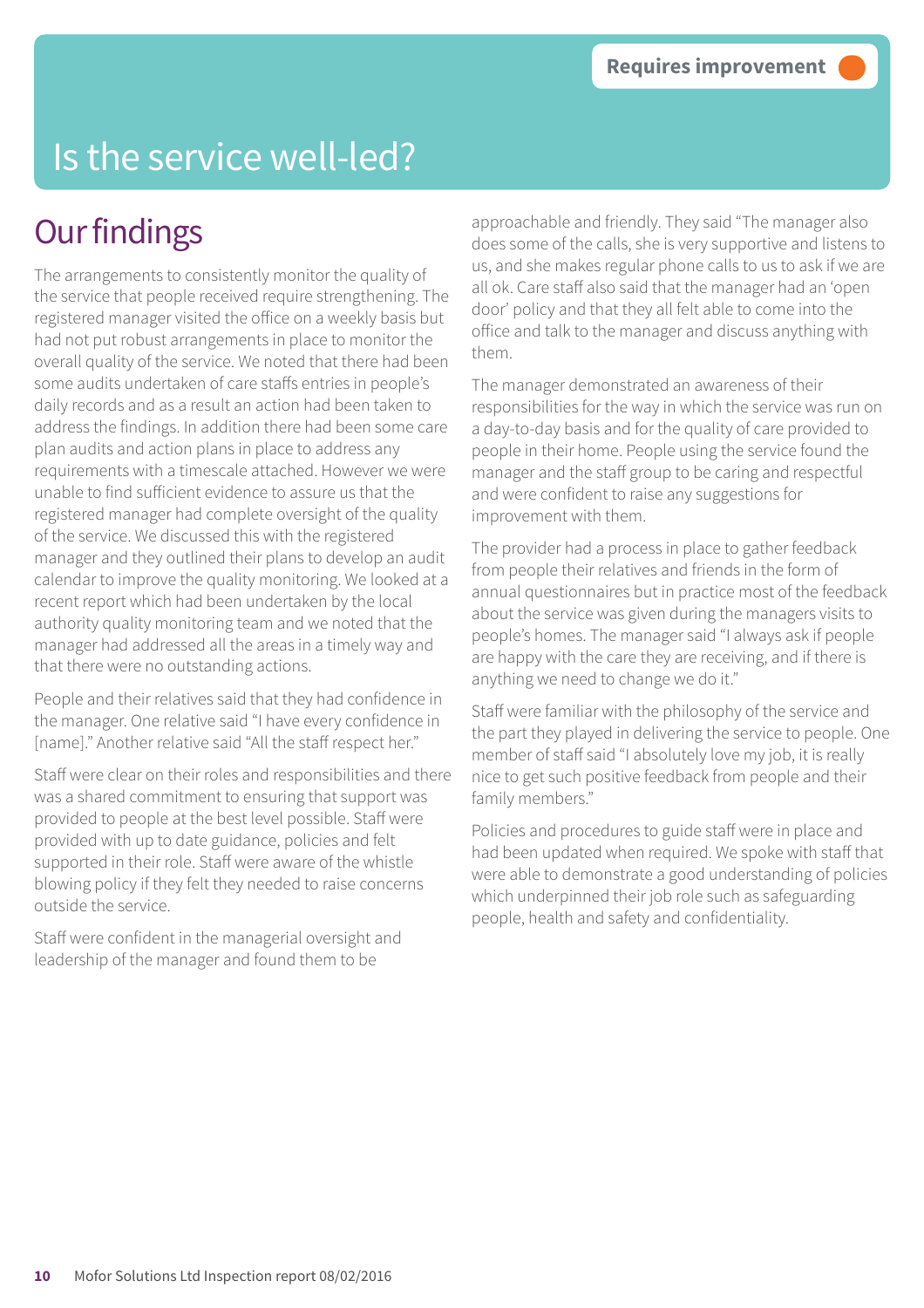Requires improvement

# Is the service well-led?

## Our findings

The arrangements to consistently monitor the quality of the service that people received require strengthening. The registered manager visited the office on a weekly basis but had not put robust arrangements in place to monitor the overall quality of the service. We noted that there had been some audits undertaken of care staffs entries in people's daily records and as a result an action had been taken to address the findings. In addition there had been some care plan audits and action plans in place to address any requirements with a timescale attached. However we were unable to find sufficient evidence to assure us that the registered manager had complete oversight of the quality of the service. We discussed this with the registered manager and they outlined their plans to develop an audit calendar to improve the quality monitoring. We looked at a recent report which had been undertaken by the local authority quality monitoring team and we noted that the manager had addressed all the areas in a timely way and that there were no outstanding actions.

People and their relatives said that they had confidence in the manager. One relative said "I have every confidence in [name]." Another relative said "All the staff respect her."

Staff were clear on their roles and responsibilities and there was a shared commitment to ensuring that support was provided to people at the best level possible. Staff were provided with up to date guidance, policies and felt supported in their role. Staff were aware of the whistle blowing policy if they felt they needed to raise concerns outside the service.

Staff were confident in the managerial oversight and leadership of the manager and found them to be approachable and friendly. They said "The manager also does some of the calls, she is very supportive and listens to us, and she makes regular phone calls to us to ask if we are all ok. Care staff also said that the manager had an 'open door' policy and that they all felt able to come into the office and talk to the manager and discuss anything with them.

The manager demonstrated an awareness of their responsibilities for the way in which the service was run on a day-to-day basis and for the quality of care provided to people in their home. People using the service found the manager and the staff group to be caring and respectful and were confident to raise any suggestions for improvement with them.

The provider had a process in place to gather feedback from people their relatives and friends in the form of annual questionnaires but in practice most of the feedback about the service was given during the managers visits to people's homes. The manager said "I always ask if people are happy with the care they are receiving, and if there is anything we need to change we do it."

Staff were familiar with the philosophy of the service and the part they played in delivering the service to people. One member of staff said "I absolutely love my job, it is really nice to get such positive feedback from people and their family members."

Policies and procedures to guide staff were in place and had been updated when required. We spoke with staff that were able to demonstrate a good understanding of policies which underpinned their job role such as safeguarding people, health and safety and confidentiality.